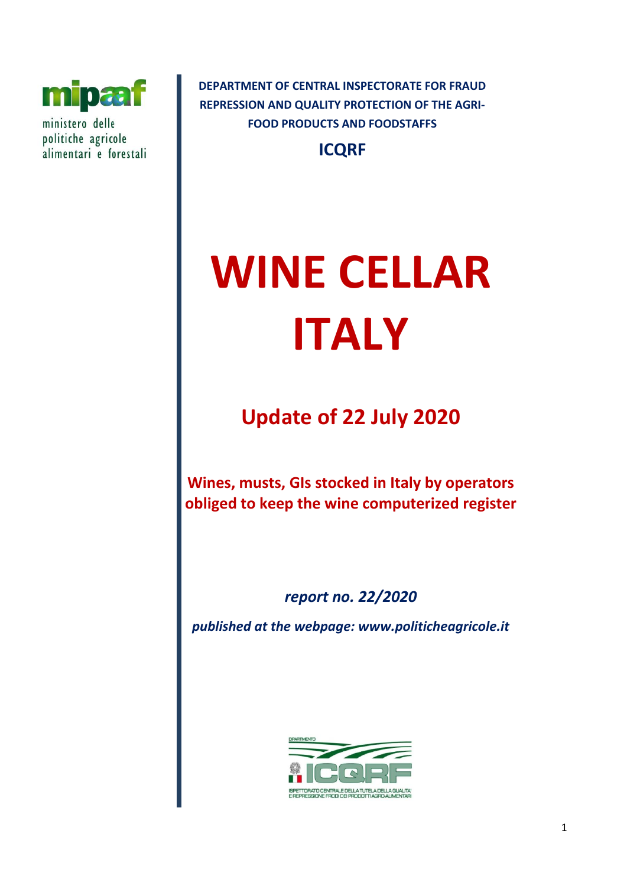mipaaf

ministero delle politiche agricole alimentari e forestali

**DEPARTMENT OF CENTRAL INSPECTORATE FOR FRAUD REPRESSION AND QUALITY PROTECTION OF THE AGRI-FOOD PRODUCTS AND FOODSTAFFS**

**ICQRF**

# WINE CELLAR ITALY

## Update of 22 July 2020

**Wines, musts, GIs stocked in Italy by operators obliged to keep the wine computerized register**

***report no. 22/2020***

***published at the webpage: www.politicheagricole.it***

DIPARTIMENTO ICQRF

ISPETTORATO CENTRALE DELLA TUTELA DELLA QUALITA' E REPRESSIONE FRODI DEI PRODOTTI AGRO-ALIMENTARI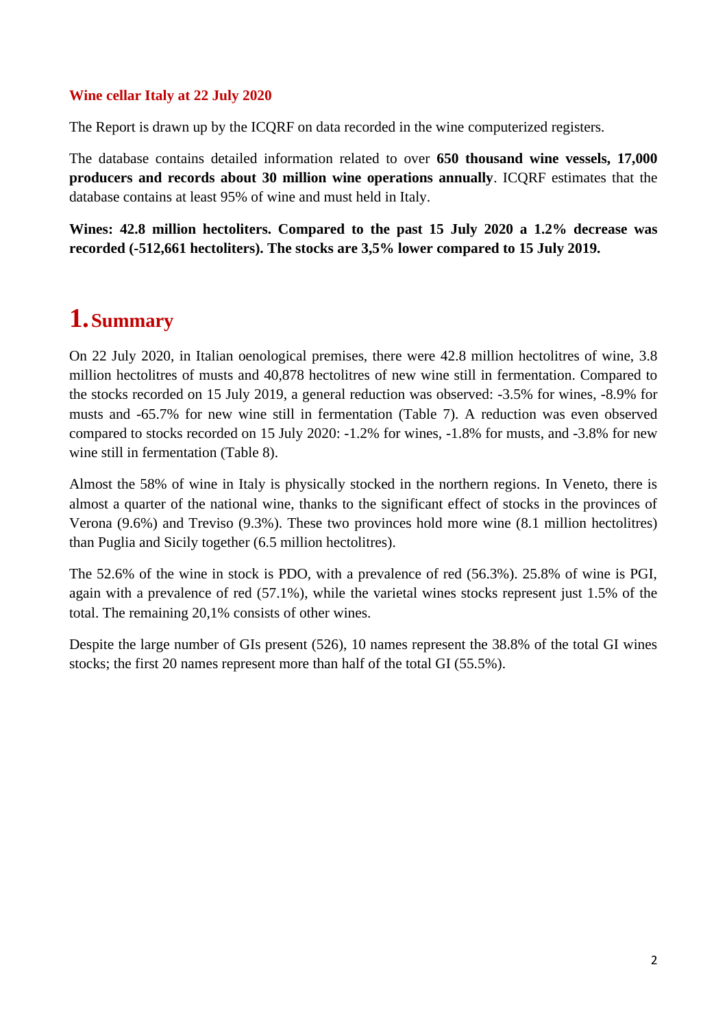**Wine cellar Italy at 22 July 2020**

The Report is drawn up by the ICQRF on data recorded in the wine computerized registers.

The database contains detailed information related to over **650 thousand wine vessels, 17,000 producers and records about 30 million wine operations annually**. ICQRF estimates that the database contains at least 95% of wine and must held in Italy.

**Wines: 42.8 million hectoliters. Compared to the past 15 July 2020 a 1.2% decrease was recorded (-512,661 hectoliters). The stocks are 3,5% lower compared to 15 July 2019.**

# 1. Summary

On 22 July 2020, in Italian oenological premises, there were 42.8 million hectolitres of wine, 3.8 million hectolitres of musts and 40,878 hectolitres of new wine still in fermentation. Compared to the stocks recorded on 15 July 2019, a general reduction was observed: -3.5% for wines, -8.9% for musts and -65.7% for new wine still in fermentation (Table 7). A reduction was even observed compared to stocks recorded on 15 July 2020: -1.2% for wines, -1.8% for musts, and -3.8% for new wine still in fermentation (Table 8).

Almost the 58% of wine in Italy is physically stocked in the northern regions. In Veneto, there is almost a quarter of the national wine, thanks to the significant effect of stocks in the provinces of Verona (9.6%) and Treviso (9.3%). These two provinces hold more wine (8.1 million hectolitres) than Puglia and Sicily together (6.5 million hectolitres).

The 52.6% of the wine in stock is PDO, with a prevalence of red (56.3%). 25.8% of wine is PGI, again with a prevalence of red (57.1%), while the varietal wines stocks represent just 1.5% of the total. The remaining 20,1% consists of other wines.

Despite the large number of GIs present (526), 10 names represent the 38.8% of the total GI wines stocks; the first 20 names represent more than half of the total GI (55.5%).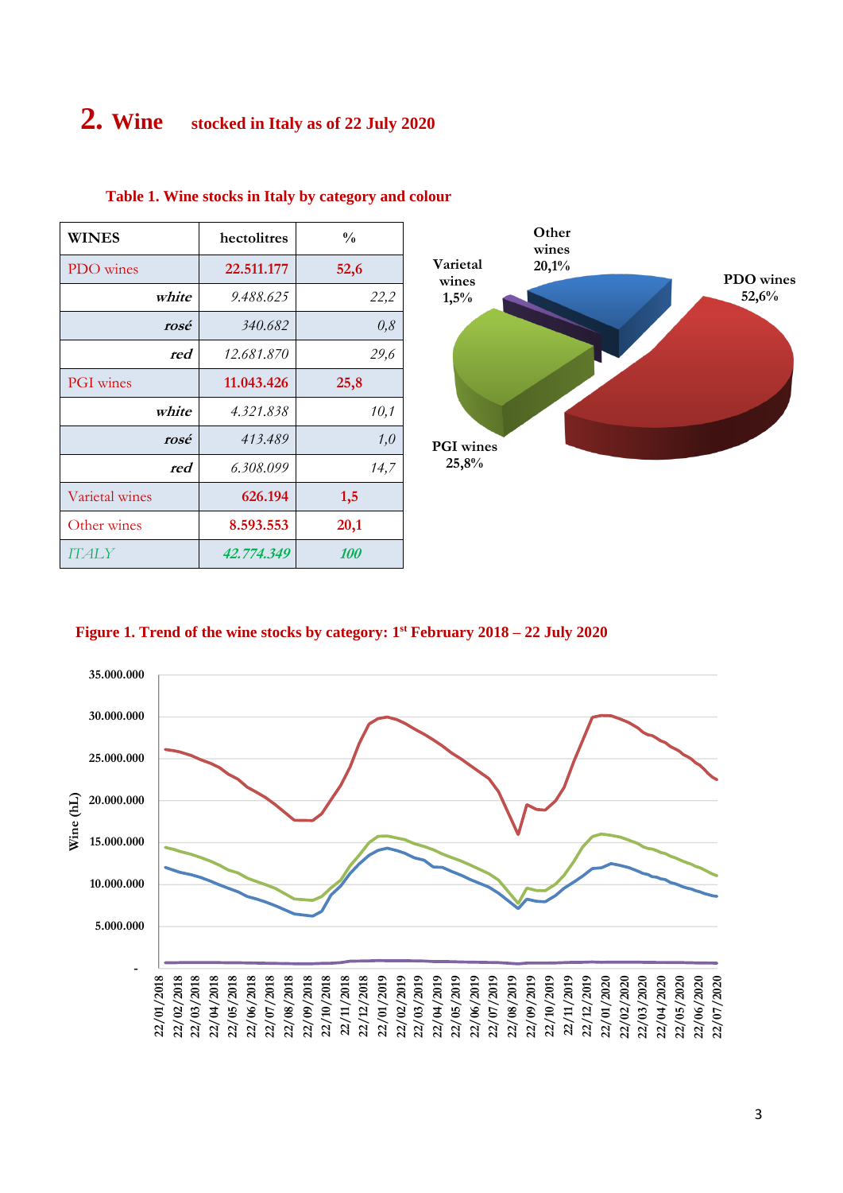# 2. Wine stocked in Italy as of 22 July 2020

**Table 1. Wine stocks in Italy by category and colour**

| WINES | hectolitres | % |
|---|---|---|
| PDO wines | **22.511.177** | **52,6** |
| *white* | *9.488.625* | *22,2* |
| *rosé* | *340.682* | *0,8* |
| *red* | *12.681.870* | *29,6* |
| PGI wines | **11.043.426** | **25,8** |
| *white* | *4.321.838* | *10,1* |
| *rosé* | *413.489* | *1,0* |
| *red* | *6.308.099* | *14,7* |
| Varietal wines | **626.194** | **1,5** |
| Other wines | **8.593.553** | **20,1** |
| *ITALY* | ***42.774.349*** | ***100*** |

**Figure 1. Trend of the wine stocks by category: 1st February 2018 – 22 July 2020**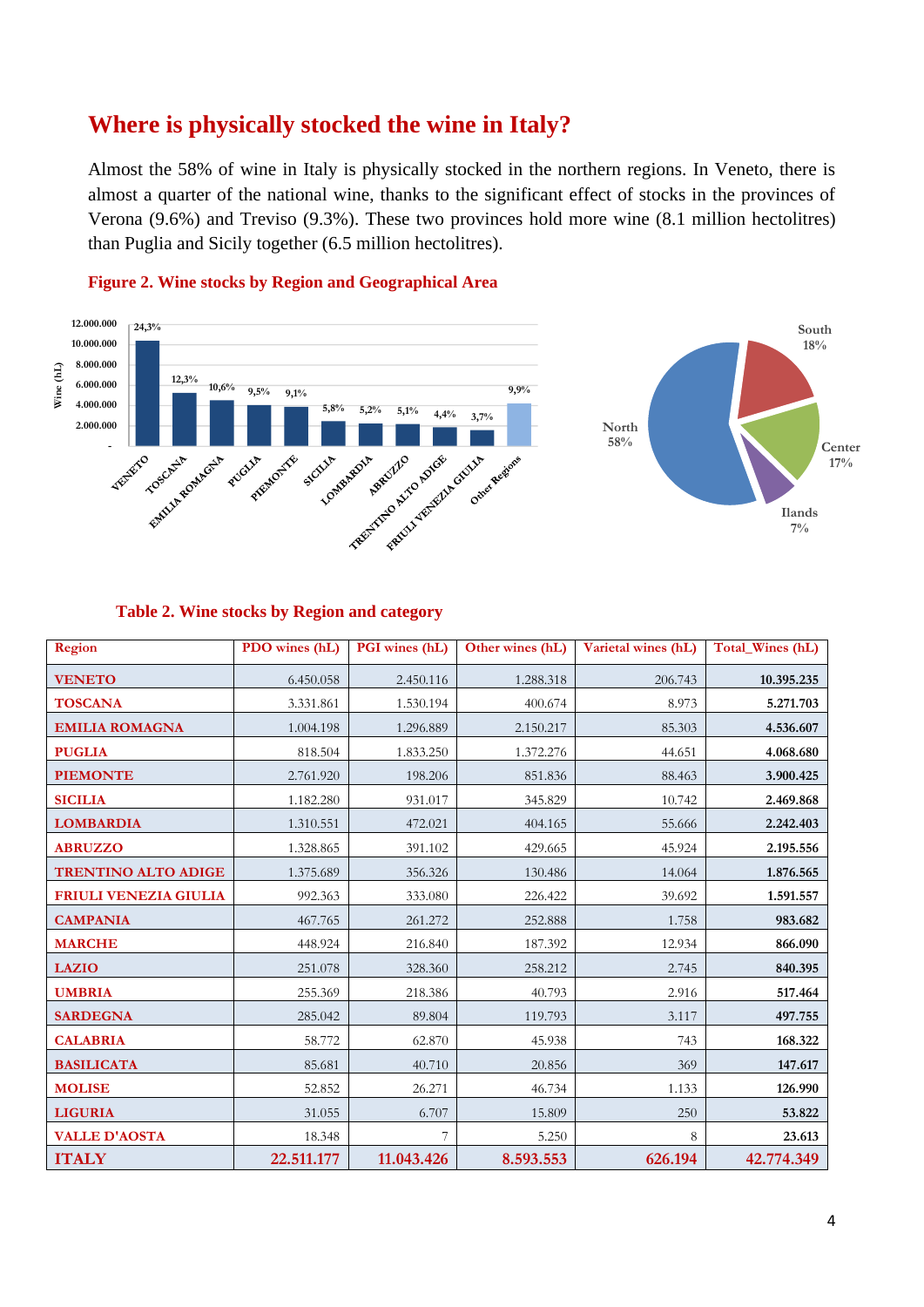## Where is physically stocked the wine in Italy?

Almost the 58% of wine in Italy is physically stocked in the northern regions. In Veneto, there is almost a quarter of the national wine, thanks to the significant effect of stocks in the provinces of Verona (9.6%) and Treviso (9.3%). These two provinces hold more wine (8.1 million hectolitres) than Puglia and Sicily together (6.5 million hectolitres).

**Figure 2. Wine stocks by Region and Geographical Area**

**Table 2. Wine stocks by Region and category**

| Region | PDO wines (hL) | PGI wines (hL) | Other wines (hL) | Varietal wines (hL) | Total_Wines (hL) |
|---|---|---|---|---|---|
| VENETO | 6.450.058 | 2.450.116 | 1.288.318 | 206.743 | **10.395.235** |
| TOSCANA | 3.331.861 | 1.530.194 | 400.674 | 8.973 | **5.271.703** |
| EMILIA ROMAGNA | 1.004.198 | 1.296.889 | 2.150.217 | 85.303 | **4.536.607** |
| PUGLIA | 818.504 | 1.833.250 | 1.372.276 | 44.651 | **4.068.680** |
| PIEMONTE | 2.761.920 | 198.206 | 851.836 | 88.463 | **3.900.425** |
| SICILIA | 1.182.280 | 931.017 | 345.829 | 10.742 | **2.469.868** |
| LOMBARDIA | 1.310.551 | 472.021 | 404.165 | 55.666 | **2.242.403** |
| ABRUZZO | 1.328.865 | 391.102 | 429.665 | 45.924 | **2.195.556** |
| TRENTINO ALTO ADIGE | 1.375.689 | 356.326 | 130.486 | 14.064 | **1.876.565** |
| FRIULI VENEZIA GIULIA | 992.363 | 333.080 | 226.422 | 39.692 | **1.591.557** |
| CAMPANIA | 467.765 | 261.272 | 252.888 | 1.758 | **983.682** |
| MARCHE | 448.924 | 216.840 | 187.392 | 12.934 | **866.090** |
| LAZIO | 251.078 | 328.360 | 258.212 | 2.745 | **840.395** |
| UMBRIA | 255.369 | 218.386 | 40.793 | 2.916 | **517.464** |
| SARDEGNA | 285.042 | 89.804 | 119.793 | 3.117 | **497.755** |
| CALABRIA | 58.772 | 62.870 | 45.938 | 743 | **168.322** |
| BASILICATA | 85.681 | 40.710 | 20.856 | 369 | **147.617** |
| MOLISE | 52.852 | 26.271 | 46.734 | 1.133 | **126.990** |
| LIGURIA | 31.055 | 6.707 | 15.809 | 250 | **53.822** |
| VALLE D'AOSTA | 18.348 | 7 | 5.250 | 8 | **23.613** |
| **ITALY** | **22.511.177** | **11.043.426** | **8.593.553** | **626.194** | **42.774.349** |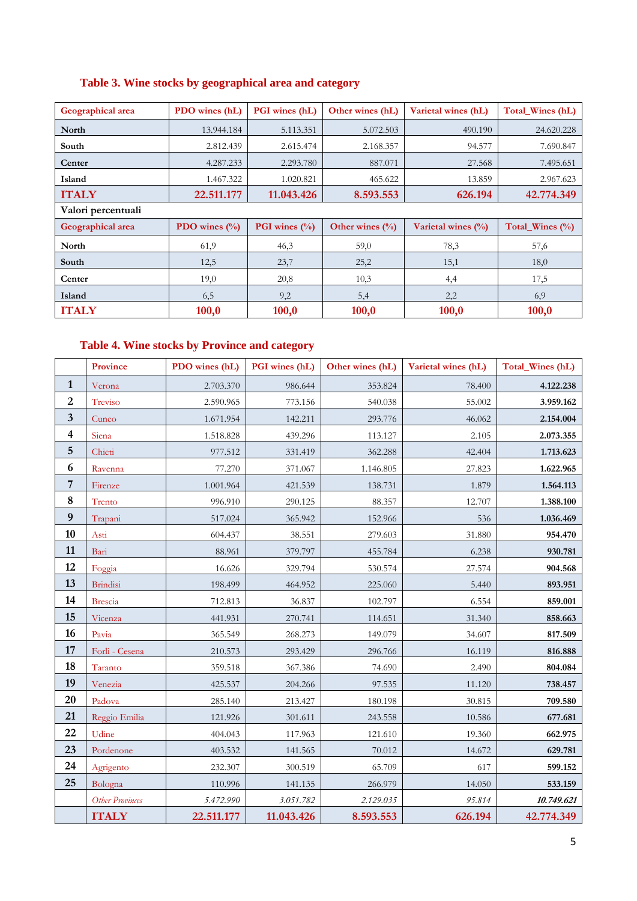## Table 3. Wine stocks by geographical area and category

| Geographical area | PDO wines (hL) | PGI wines (hL) | Other wines (hL) | Varietal wines (hL) | Total_Wines (hL) |
|---|---|---|---|---|---|
| North | 13.944.184 | 5.113.351 | 5.072.503 | 490.190 | 24.620.228 |
| South | 2.812.439 | 2.615.474 | 2.168.357 | 94.577 | 7.690.847 |
| Center | 4.287.233 | 2.293.780 | 887.071 | 27.568 | 7.495.651 |
| Island | 1.467.322 | 1.020.821 | 465.622 | 13.859 | 2.967.623 |
| **ITALY** | **22.511.177** | **11.043.426** | **8.593.553** | **626.194** | **42.774.349** |
| Valori percentuali | | | | | |
| Geographical area | PDO wines (%) | PGI wines (%) | Other wines (%) | Varietal wines (%) | Total_Wines (%) |
| North | 61,9 | 46,3 | 59,0 | 78,3 | 57,6 |
| South | 12,5 | 23,7 | 25,2 | 15,1 | 18,0 |
| Center | 19,0 | 20,8 | 10,3 | 4,4 | 17,5 |
| Island | 6,5 | 9,2 | 5,4 | 2,2 | 6,9 |
| **ITALY** | **100,0** | **100,0** | **100,0** | **100,0** | **100,0** |

## Table 4. Wine stocks by Province and category

| | Province | PDO wines (hL) | PGI wines (hL) | Other wines (hL) | Varietal wines (hL) | Total_Wines (hL) |
|---|---|---|---|---|---|---|
| 1 | Verona | 2.703.370 | 986.644 | 353.824 | 78.400 | **4.122.238** |
| 2 | Treviso | 2.590.965 | 773.156 | 540.038 | 55.002 | **3.959.162** |
| 3 | Cuneo | 1.671.954 | 142.211 | 293.776 | 46.062 | **2.154.004** |
| 4 | Siena | 1.518.828 | 439.296 | 113.127 | 2.105 | **2.073.355** |
| 5 | Chieti | 977.512 | 331.419 | 362.288 | 42.404 | **1.713.623** |
| 6 | Ravenna | 77.270 | 371.067 | 1.146.805 | 27.823 | **1.622.965** |
| 7 | Firenze | 1.001.964 | 421.539 | 138.731 | 1.879 | **1.564.113** |
| 8 | Trento | 996.910 | 290.125 | 88.357 | 12.707 | **1.388.100** |
| 9 | Trapani | 517.024 | 365.942 | 152.966 | 536 | **1.036.469** |
| 10 | Asti | 604.437 | 38.551 | 279.603 | 31.880 | **954.470** |
| 11 | Bari | 88.961 | 379.797 | 455.784 | 6.238 | **930.781** |
| 12 | Foggia | 16.626 | 329.794 | 530.574 | 27.574 | **904.568** |
| 13 | Brindisi | 198.499 | 464.952 | 225.060 | 5.440 | **893.951** |
| 14 | Brescia | 712.813 | 36.837 | 102.797 | 6.554 | **859.001** |
| 15 | Vicenza | 441.931 | 270.741 | 114.651 | 31.340 | **858.663** |
| 16 | Pavia | 365.549 | 268.273 | 149.079 | 34.607 | **817.509** |
| 17 | Forli - Cesena | 210.573 | 293.429 | 296.766 | 16.119 | **816.888** |
| 18 | Taranto | 359.518 | 367.386 | 74.690 | 2.490 | **804.084** |
| 19 | Venezia | 425.537 | 204.266 | 97.535 | 11.120 | **738.457** |
| 20 | Padova | 285.140 | 213.427 | 180.198 | 30.815 | **709.580** |
| 21 | Reggio Emilia | 121.926 | 301.611 | 243.558 | 10.586 | **677.681** |
| 22 | Udine | 404.043 | 117.963 | 121.610 | 19.360 | **662.975** |
| 23 | Pordenone | 403.532 | 141.565 | 70.012 | 14.672 | **629.781** |
| 24 | Agrigento | 232.307 | 300.519 | 65.709 | 617 | **599.152** |
| 25 | Bologna | 110.996 | 141.135 | 266.979 | 14.050 | **533.159** |
| | *Other Provinces* | *5.472.990* | *3.051.782* | *2.129.035* | *95.814* | ***10.749.621*** |
| | **ITALY** | **22.511.177** | **11.043.426** | **8.593.553** | **626.194** | **42.774.349** |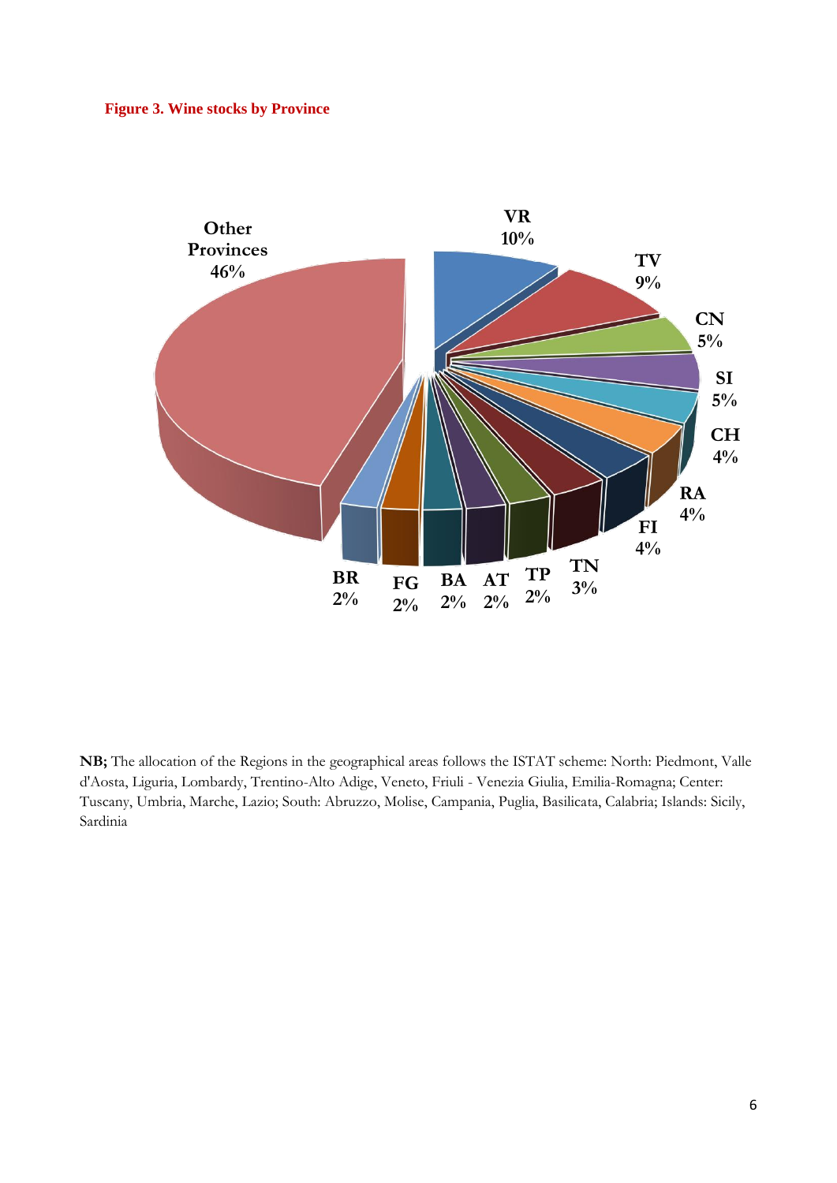**Figure 3. Wine stocks by Province**

| Province | Share |
|---|---|
| VR | 10% |
| TV | 9% |
| CN | 5% |
| SI | 5% |
| CH | 4% |
| RA | 4% |
| FI | 4% |
| TN | 3% |
| TP | 2% |
| AT | 2% |
| BA | 2% |
| FG | 2% |
| BR | 2% |
| Other Provinces | 46% |

**NB;** The allocation of the Regions in the geographical areas follows the ISTAT scheme: North: Piedmont, Valle d'Aosta, Liguria, Lombardy, Trentino-Alto Adige, Veneto, Friuli - Venezia Giulia, Emilia-Romagna; Center: Tuscany, Umbria, Marche, Lazio; South: Abruzzo, Molise, Campania, Puglia, Basilicata, Calabria; Islands: Sicily, Sardinia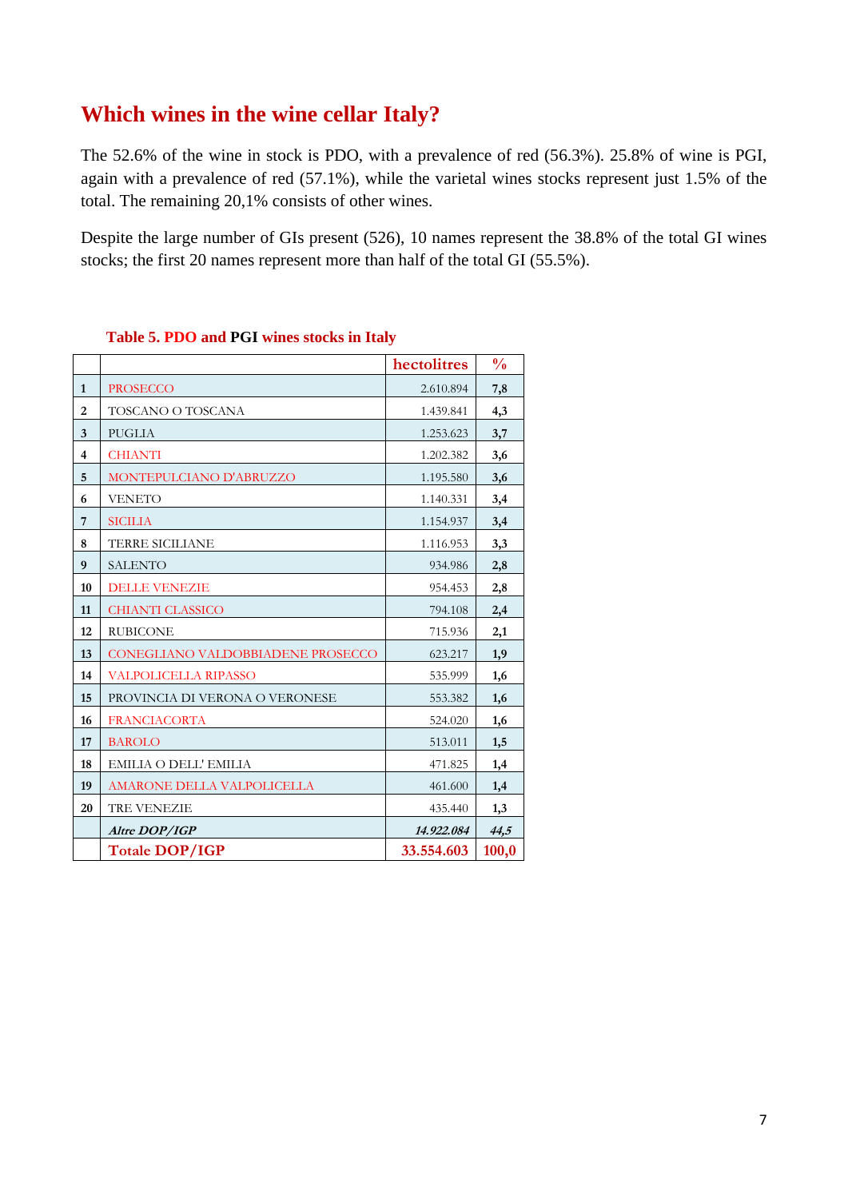## Which wines in the wine cellar Italy?

The 52.6% of the wine in stock is PDO, with a prevalence of red (56.3%). 25.8% of wine is PGI, again with a prevalence of red (57.1%), while the varietal wines stocks represent just 1.5% of the total. The remaining 20,1% consists of other wines.

Despite the large number of GIs present (526), 10 names represent the 38.8% of the total GI wines stocks; the first 20 names represent more than half of the total GI (55.5%).

**Table 5. PDO and PGI wines stocks in Italy**

| | | hectolitres | % |
|---|---|---|---|
| 1 | PROSECCO | 2.610.894 | 7,8 |
| 2 | TOSCANO O TOSCANA | 1.439.841 | 4,3 |
| 3 | PUGLIA | 1.253.623 | 3,7 |
| 4 | CHIANTI | 1.202.382 | 3,6 |
| 5 | MONTEPULCIANO D'ABRUZZO | 1.195.580 | 3,6 |
| 6 | VENETO | 1.140.331 | 3,4 |
| 7 | SICILIA | 1.154.937 | 3,4 |
| 8 | TERRE SICILIANE | 1.116.953 | 3,3 |
| 9 | SALENTO | 934.986 | 2,8 |
| 10 | DELLE VENEZIE | 954.453 | 2,8 |
| 11 | CHIANTI CLASSICO | 794.108 | 2,4 |
| 12 | RUBICONE | 715.936 | 2,1 |
| 13 | CONEGLIANO VALDOBBIADENE PROSECCO | 623.217 | 1,9 |
| 14 | VALPOLICELLA RIPASSO | 535.999 | 1,6 |
| 15 | PROVINCIA DI VERONA O VERONESE | 553.382 | 1,6 |
| 16 | FRANCIACORTA | 524.020 | 1,6 |
| 17 | BAROLO | 513.011 | 1,5 |
| 18 | EMILIA O DELL' EMILIA | 471.825 | 1,4 |
| 19 | AMARONE DELLA VALPOLICELLA | 461.600 | 1,4 |
| 20 | TRE VENEZIE | 435.440 | 1,3 |
| | *Altre DOP/IGP* | *14.922.084* | *44,5* |
| | **Totale DOP/IGP** | **33.554.603** | **100,0** |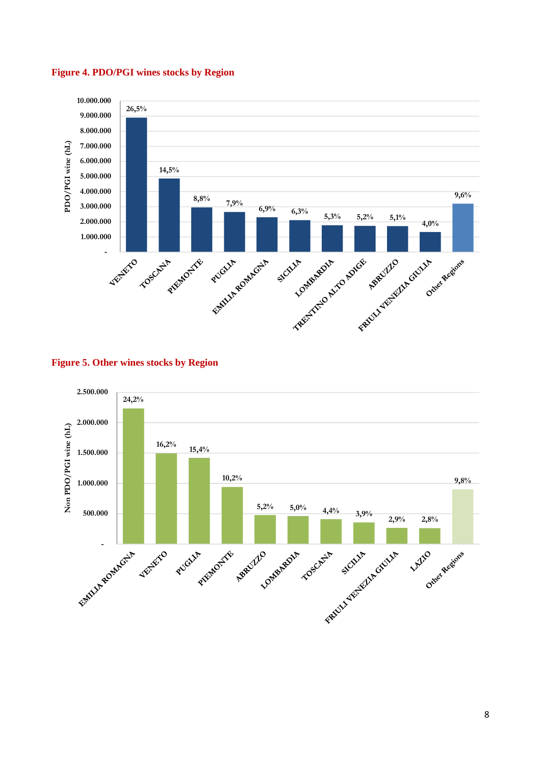**Figure 4. PDO/PGI wines stocks by Region**

| Region | Share |
|---|---|
| VENETO | 26,5% |
| TOSCANA | 14,5% |
| PIEMONTE | 8,8% |
| PUGLIA | 7,9% |
| EMILIA ROMAGNA | 6,9% |
| SICILIA | 6,3% |
| LOMBARDIA | 5,3% |
| TRENTINO ALTO ADIGE | 5,2% |
| ABRUZZO | 5,1% |
| FRIULI VENEZIA GIULIA | 4,0% |
| Other Regions | 9,6% |

**Figure 5. Other wines stocks by Region**

| Region | Share |
|---|---|
| EMILIA ROMAGNA | 24,2% |
| VENETO | 16,2% |
| PUGLIA | 15,4% |
| PIEMONTE | 10,2% |
| ABRUZZO | 5,2% |
| LOMBARDIA | 5,0% |
| TOSCANA | 4,4% |
| SICILIA | 3,9% |
| FRIULI VENEZIA GIULIA | 2,9% |
| LAZIO | 2,8% |
| Other Regions | 9,8% |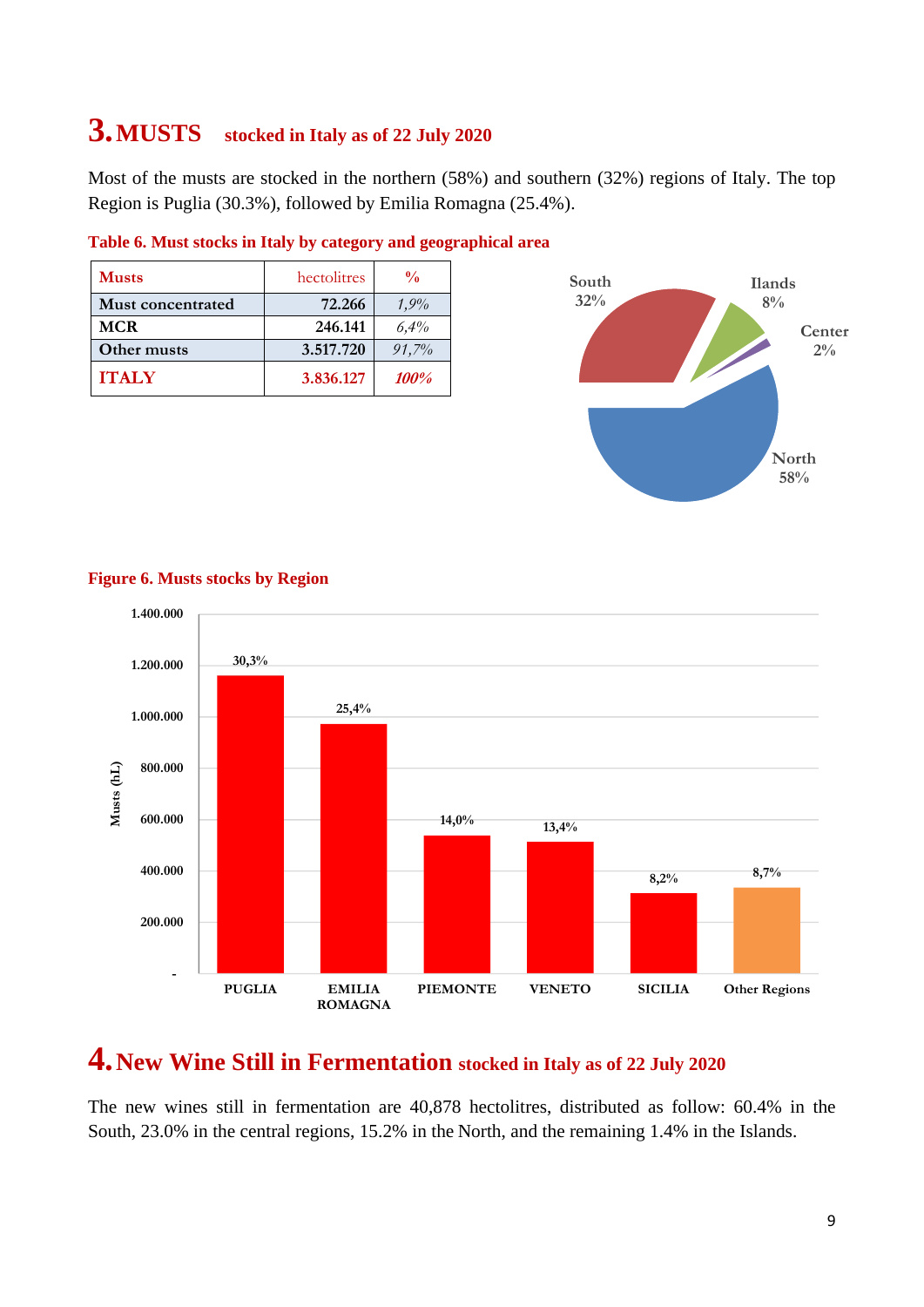# 3. MUSTS stocked in Italy as of 22 July 2020

Most of the musts are stocked in the northern (58%) and southern (32%) regions of Italy. The top Region is Puglia (30.3%), followed by Emilia Romagna (25.4%).

**Table 6. Must stocks in Italy by category and geographical area**

| Musts | hectolitres | % |
|---|---|---|
| Must concentrated | 72.266 | *1,9%* |
| MCR | 246.141 | *6,4%* |
| Other musts | 3.517.720 | *91,7%* |
| **ITALY** | **3.836.127** | ***100%*** |

South 32%, Ilands 8%, Center 2%, North 58%

**Figure 6. Musts stocks by Region**

| Region | Share |
|---|---|
| PUGLIA | 30,3% |
| EMILIA ROMAGNA | 25,4% |
| PIEMONTE | 14,0% |
| VENETO | 13,4% |
| SICILIA | 8,2% |
| Other Regions | 8,7% |

# 4. New Wine Still in Fermentation stocked in Italy as of 22 July 2020

The new wines still in fermentation are 40,878 hectolitres, distributed as follow: 60.4% in the South, 23.0% in the central regions, 15.2% in the North, and the remaining 1.4% in the Islands.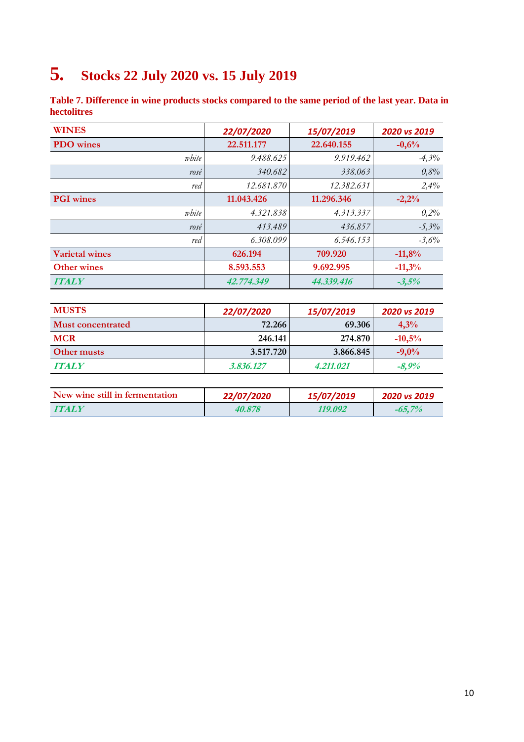# 5. Stocks 22 July 2020 vs. 15 July 2019

**Table 7. Difference in wine products stocks compared to the same period of the last year. Data in hectolitres**

| WINES | *22/07/2020* | *15/07/2019* | *2020 vs 2019* |
|---|---|---|---|
| PDO wines | 22.511.177 | 22.640.155 | -0,6% |
| *white* | *9.488.625* | *9.919.462* | *-4,3%* |
| *rosé* | *340.682* | *338.063* | *0,8%* |
| *red* | *12.681.870* | *12.382.631* | *2,4%* |
| PGI wines | 11.043.426 | 11.296.346 | -2,2% |
| *white* | *4.321.838* | *4.313.337* | *0,2%* |
| *rosé* | *413.489* | *436.857* | *-5,3%* |
| *red* | *6.308.099* | *6.546.153* | *-3,6%* |
| Varietal wines | 626.194 | 709.920 | -11,8% |
| Other wines | 8.593.553 | 9.692.995 | -11,3% |
| ***ITALY*** | *42.774.349* | *44.339.416* | *-3,5%* |

| MUSTS | *22/07/2020* | *15/07/2019* | *2020 vs 2019* |
|---|---|---|---|
| Must concentrated | 72.266 | 69.306 | 4,3% |
| MCR | 246.141 | 274.870 | -10,5% |
| Other musts | 3.517.720 | 3.866.845 | -9,0% |
| ***ITALY*** | *3.836.127* | *4.211.021* | *-8,9%* |

| New wine still in fermentation | *22/07/2020* | *15/07/2019* | *2020 vs 2019* |
|---|---|---|---|
| ***ITALY*** | *40.878* | *119.092* | *-65,7%* |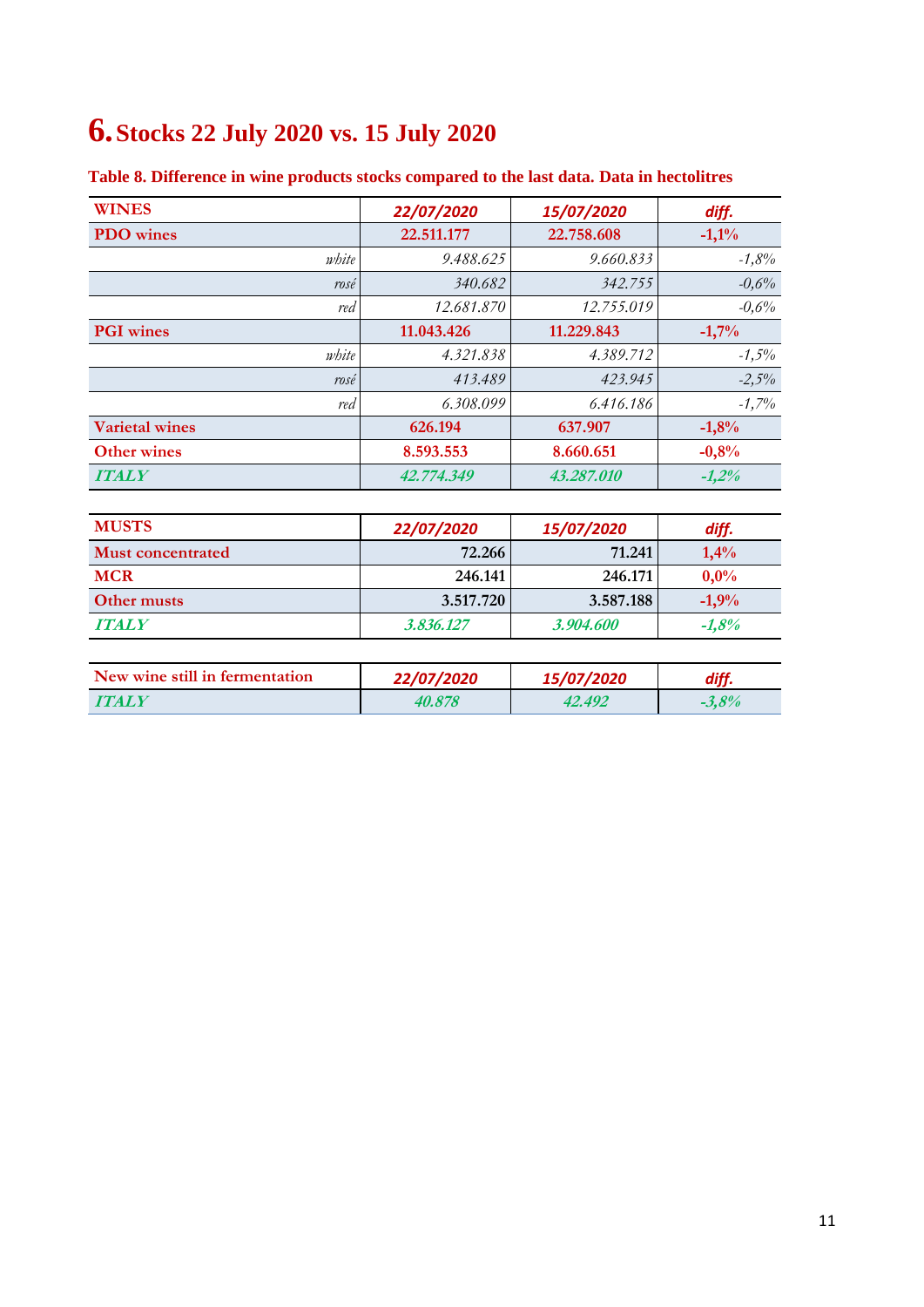# 6. Stocks 22 July 2020 vs. 15 July 2020

**Table 8. Difference in wine products stocks compared to the last data. Data in hectolitres**

| WINES | *22/07/2020* | *15/07/2020* | *diff.* |
|---|---|---|---|
| **PDO wines** | **22.511.177** | **22.758.608** | **-1,1%** |
| *white* | *9.488.625* | *9.660.833* | *-1,8%* |
| *rosé* | *340.682* | *342.755* | *-0,6%* |
| *red* | *12.681.870* | *12.755.019* | *-0,6%* |
| **PGI wines** | **11.043.426** | **11.229.843** | **-1,7%** |
| *white* | *4.321.838* | *4.389.712* | *-1,5%* |
| *rosé* | *413.489* | *423.945* | *-2,5%* |
| *red* | *6.308.099* | *6.416.186* | *-1,7%* |
| **Varietal wines** | **626.194** | **637.907** | **-1,8%** |
| **Other wines** | **8.593.553** | **8.660.651** | **-0,8%** |
| ***ITALY*** | ***42.774.349*** | ***43.287.010*** | ***-1,2%*** |

| MUSTS | *22/07/2020* | *15/07/2020* | *diff.* |
|---|---|---|---|
| **Must concentrated** | **72.266** | **71.241** | **1,4%** |
| **MCR** | **246.141** | **246.171** | **0,0%** |
| **Other musts** | **3.517.720** | **3.587.188** | **-1,9%** |
| ***ITALY*** | ***3.836.127*** | ***3.904.600*** | ***-1,8%*** |

| New wine still in fermentation | *22/07/2020* | *15/07/2020* | *diff.* |
|---|---|---|---|
| ***ITALY*** | ***40.878*** | ***42.492*** | ***-3,8%*** |